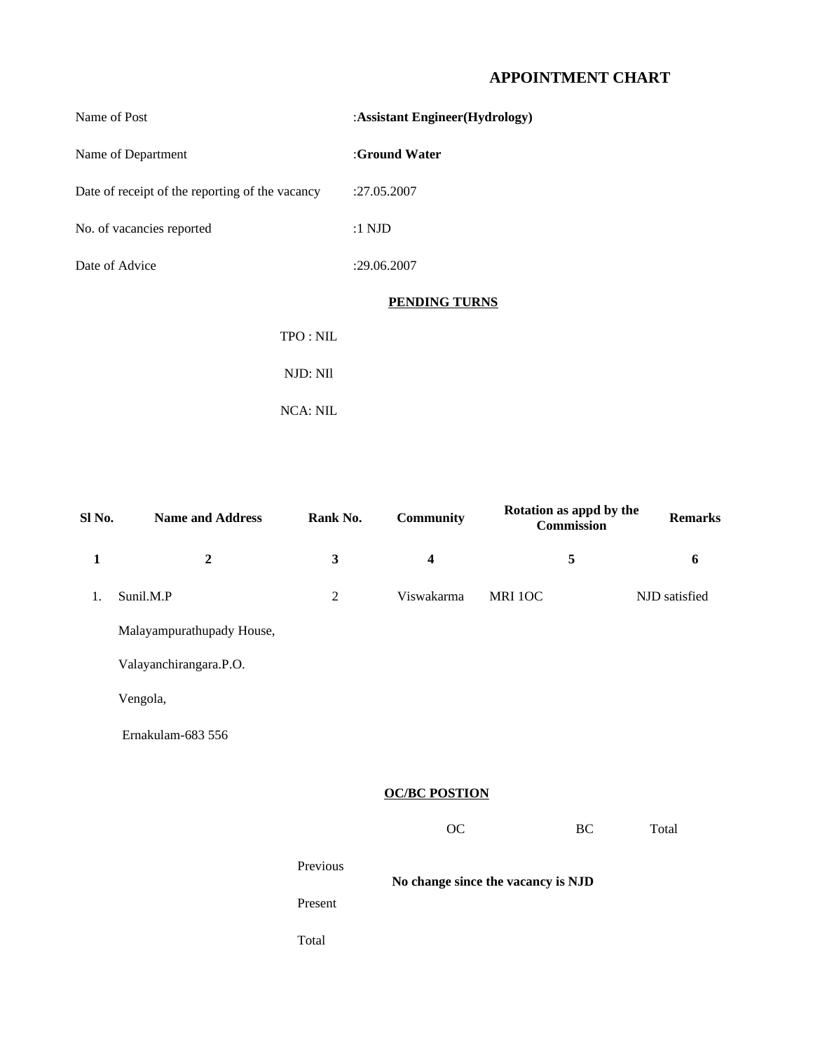# APPOINTMENT CHART

Name of Post :**Assistant Engineer(Hydrology)**

Name of Department :**Ground Water**

Date of receipt of the reporting of the vacancy :27.05.2007

No. of vacancies reported :1 NJD

Date of Advice :29.06.2007

## PENDING TURNS

TPO : NIL

NJD: NIl

NCA: NIL

| Sl No. | Name and Address | Rank No. | Community | Rotation as appd by the Commission | Remarks |
|---|---|---|---|---|---|
| 1 | 2 | 3 | 4 | 5 | 6 |
| 1. | Sunil.M.P<br>Malayampurathupady House,<br>Valayanchirangara.P.O.<br>Vengola,<br>Ernakulam-683 556 | 2 | Viswakarma | MRI 1OC | NJD satisfied |

## OC/BC POSTION

| | OC | BC | Total |
|---|---|---|---|
| Previous | **No change since the vacancy is NJD** | | |
| Present | | | |
| Total | | | |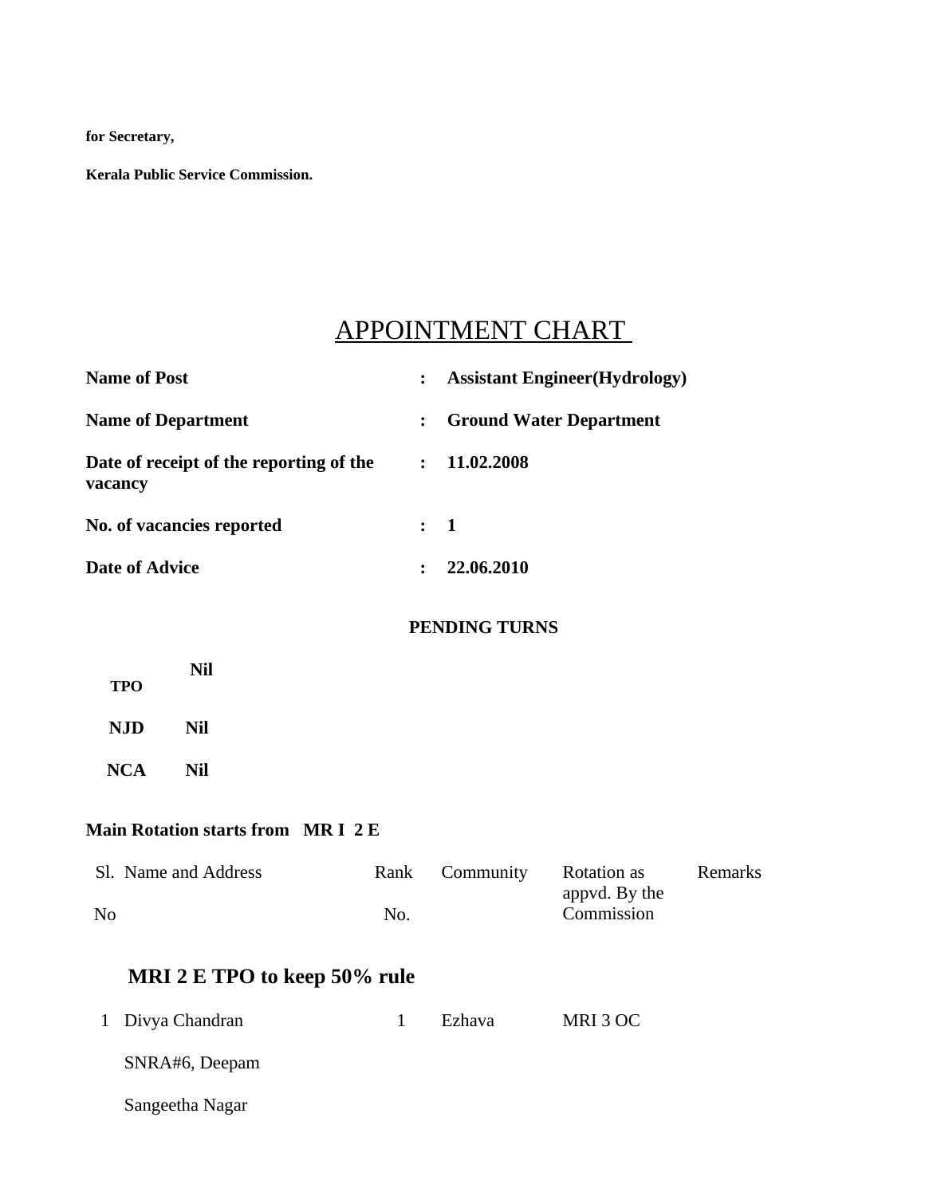**for Secretary,**

**Kerala Public Service Commission.**

# APPOINTMENT CHART

| | | |
|---|---|---|
| **Name of Post** | : | **Assistant Engineer(Hydrology)** |
| **Name of Department** | : | **Ground Water Department** |
| **Date of receipt of the reporting of the vacancy** | : | **11.02.2008** |
| **No. of vacancies reported** | : | **1** |
| **Date of Advice** | : | **22.06.2010** |

**PENDING TURNS**

| | |
|---|---|
| **TPO** | **Nil** |
| **NJD** | **Nil** |
| **NCA** | **Nil** |

**Main Rotation starts from MR I 2 E**

| Sl. No | Name and Address | Rank No. | Community | Rotation as appvd. By the Commission | Remarks |
|---|---|---|---|---|---|
| | **MRI 2 E TPO to keep 50% rule** | | | | |
| 1 | Divya Chandran<br>SNRA#6, Deepam<br>Sangeetha Nagar | 1 | Ezhava | MRI 3 OC | |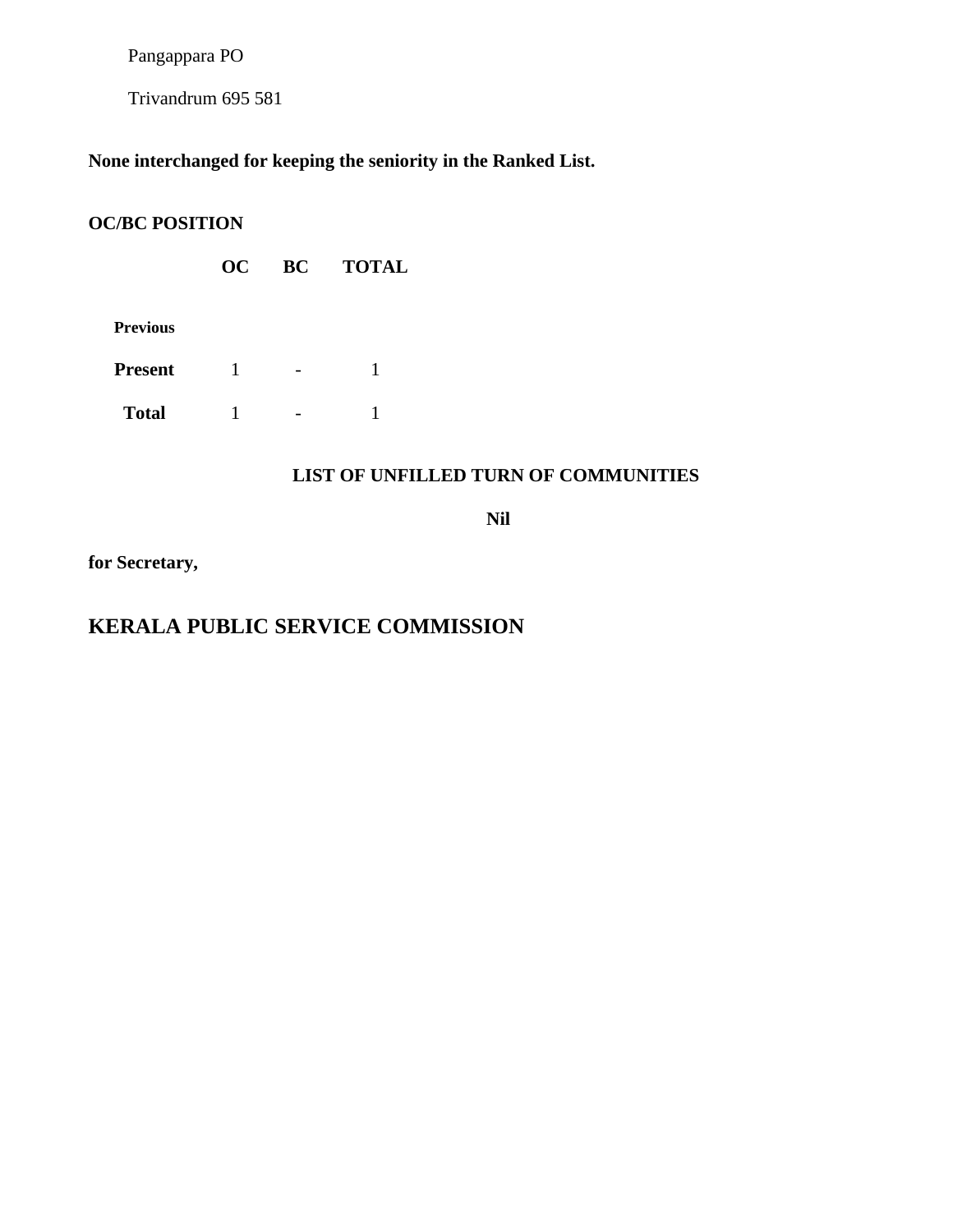Pangappara PO

Trivandrum 695 581

**None interchanged for keeping the seniority in the Ranked List.**

**OC/BC POSITION**

| | OC | BC | TOTAL |
|---|---|---|---|
| **Previous** | | | |
| **Present** | 1 | - | 1 |
| **Total** | 1 | - | 1 |

**LIST OF UNFILLED TURN OF COMMUNITIES**

**Nil**

**for Secretary,**

## KERALA PUBLIC SERVICE COMMISSION